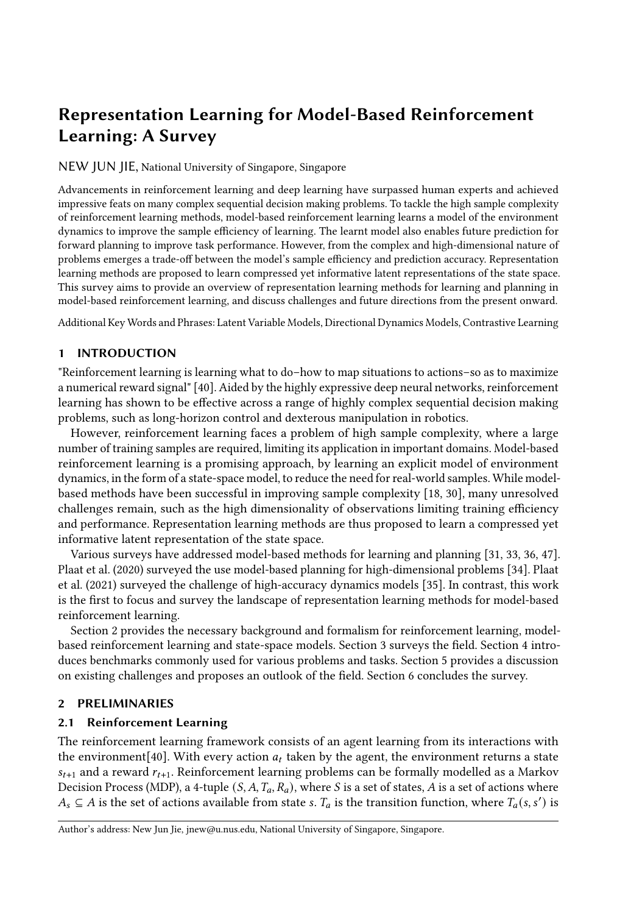# Representation Learning for Model-Based Reinforcement Learning: A Survey

NEW JUN JIE, National University of Singapore, Singapore

Advancements in reinforcement learning and deep learning have surpassed human experts and achieved impressive feats on many complex sequential decision making problems. To tackle the high sample complexity of reinforcement learning methods, model-based reinforcement learning learns a model of the environment dynamics to improve the sample efficiency of learning. The learnt model also enables future prediction for forward planning to improve task performance. However, from the complex and high-dimensional nature of problems emerges a trade-off between the model's sample efficiency and prediction accuracy. Representation learning methods are proposed to learn compressed yet informative latent representations of the state space. This survey aims to provide an overview of representation learning methods for learning and planning in model-based reinforcement learning, and discuss challenges and future directions from the present onward.

Additional Key Words and Phrases: Latent Variable Models, Directional Dynamics Models, Contrastive Learning

## 1 INTRODUCTION

"Reinforcement learning is learning what to do–how to map situations to actions–so as to maximize a numerical reward signal" [40]. Aided by the highly expressive deep neural networks, reinforcement learning has shown to be effective across a range of highly complex sequential decision making problems, such as long-horizon control and dexterous manipulation in robotics.

However, reinforcement learning faces a problem of high sample complexity, where a large number of training samples are required, limiting its application in important domains. Model-based reinforcement learning is a promising approach, by learning an explicit model of environment dynamics, in the form of a state-space model, to reduce the need for real-world samples. While model-based methods have been successful in improving sample complexity [18, 30], many unresolved challenges remain, such as the high dimensionality of observations limiting training efficiency and performance. Representation learning methods are thus proposed to learn a compressed yet informative latent representation of the state space.

Various surveys have addressed model-based methods for learning and planning [31, 33, 36, 47]. Plaat et al. (2020) surveyed the use model-based planning for high-dimensional problems [34]. Plaat et al. (2021) surveyed the challenge of high-accuracy dynamics models [35]. In contrast, this work is the first to focus and survey the landscape of representation learning methods for model-based reinforcement learning.

Section 2 provides the necessary background and formalism for reinforcement learning, model-based reinforcement learning and state-space models. Section 3 surveys the field. Section 4 introduces benchmarks commonly used for various problems and tasks. Section 5 provides a discussion on existing challenges and proposes an outlook of the field. Section 6 concludes the survey.

## 2 PRELIMINARIES

### 2.1 Reinforcement Learning

The reinforcement learning framework consists of an agent learning from its interactions with the environment[40]. With every action $a_t$ taken by the agent, the environment returns a state $s_{t+1}$ and a reward $r_{t+1}$. Reinforcement learning problems can be formally modelled as a Markov Decision Process (MDP), a 4-tuple $(S, A, T_a, R_a)$, where $S$ is a set of states, $A$ is a set of actions where $A_s \subseteq A$ is the set of actions available from state $s$. $T_a$ is the transition function, where $T_a(s, s')$ is

Author's address: New Jun Jie, jnew@u.nus.edu, National University of Singapore, Singapore.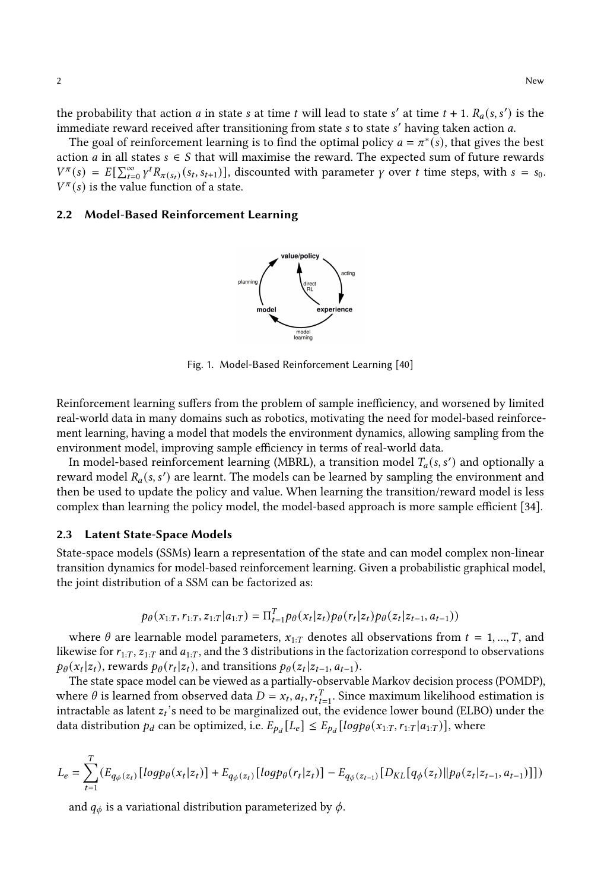the probability that action $a$ in state $s$ at time $t$ will lead to state $s'$ at time $t+1$. $R_a(s, s')$ is the immediate reward received after transitioning from state $s$ to state $s'$ having taken action $a$.

The goal of reinforcement learning is to find the optimal policy $a = \pi^*(s)$, that gives the best action $a$ in all states $s \in S$ that will maximise the reward. The expected sum of future rewards $V^\pi(s) = E[\sum_{t=0}^{\infty} \gamma^t R_{\pi(s_t)}(s_t, s_{t+1})]$, discounted with parameter $\gamma$ over $t$ time steps, with $s = s_0$. $V^\pi(s)$ is the value function of a state.

### 2.2 Model-Based Reinforcement Learning

Fig. 1. Model-Based Reinforcement Learning [40]

Reinforcement learning suffers from the problem of sample inefficiency, and worsened by limited real-world data in many domains such as robotics, motivating the need for model-based reinforcement learning, having a model that models the environment dynamics, allowing sampling from the environment model, improving sample efficiency in terms of real-world data.

In model-based reinforcement learning (MBRL), a transition model $T_a(s, s')$ and optionally a reward model $R_a(s, s')$ are learnt. The models can be learned by sampling the environment and then be used to update the policy and value. When learning the transition/reward model is less complex than learning the policy model, the model-based approach is more sample efficient [34].

### 2.3 Latent State-Space Models

State-space models (SSMs) learn a representation of the state and can model complex non-linear transition dynamics for model-based reinforcement learning. Given a probabilistic graphical model, the joint distribution of a SSM can be factorized as:

$$p_\theta(x_{1:T}, r_{1:T}, z_{1:T} | a_{1:T}) = \Pi_{t=1}^{T} p_\theta(x_t | z_t) p_\theta(r_t | z_t) p_\theta(z_t | z_{t-1}, a_{t-1}))$$

where $\theta$ are learnable model parameters, $x_{1:T}$ denotes all observations from $t = 1, ..., T$, and likewise for $r_{1:T}$, $z_{1:T}$ and $a_{1:T}$, and the 3 distributions in the factorization correspond to observations $p_\theta(x_t|z_t)$, rewards $p_\theta(r_t|z_t)$, and transitions $p_\theta(z_t|z_{t-1}, a_{t-1})$.

The state space model can be viewed as a partially-observable Markov decision process (POMDP), where $\theta$ is learned from observed data $D = x_t, a_t, r_{t}{}_{t=1}^{T}$. Since maximum likelihood estimation is intractable as latent $z_t$'s need to be marginalized out, the evidence lower bound (ELBO) under the data distribution $p_d$ can be optimized, i.e. $E_{p_d}[L_e] \leq E_{p_d}[log p_\theta(x_{1:T}, r_{1:T} | a_{1:T})]$, where

$$L_e = \sum_{t=1}^{T} (E_{q_\phi(z_t)}[log p_\theta(x_t|z_t)] + E_{q_\phi(z_t)}[log p_\theta(r_t|z_t)] - E_{q_\phi(z_{t-1})}[D_{KL}[q_\phi(z_t) \| p_\theta(z_t|z_{t-1}, a_{t-1})]])$$

and $q_\phi$ is a variational distribution parameterized by $\phi$.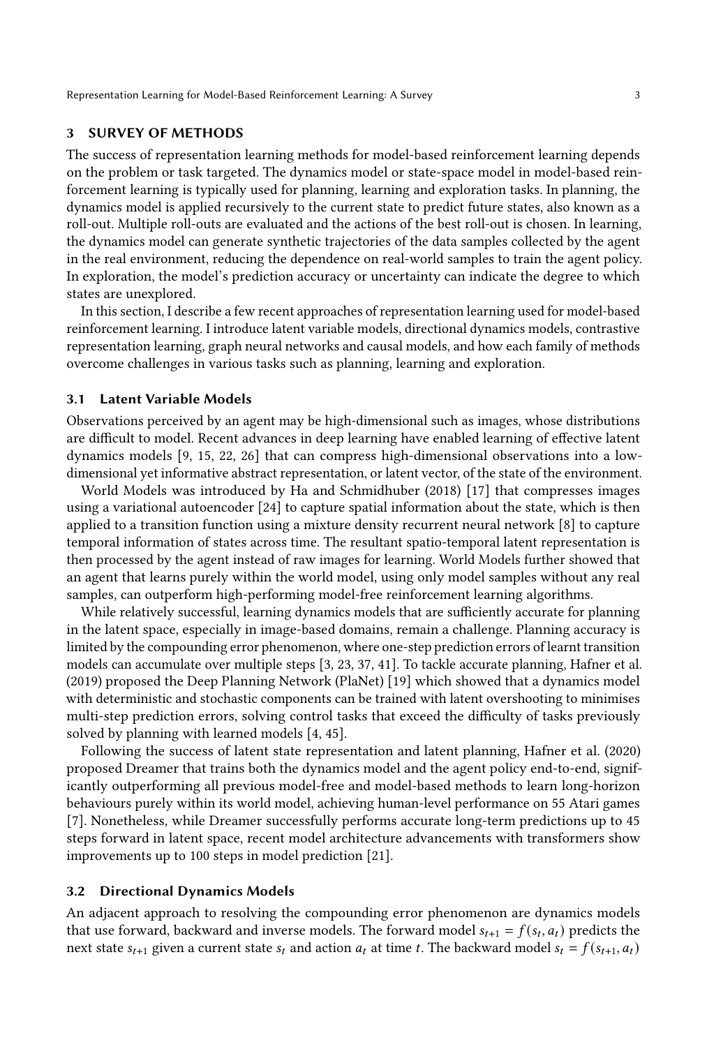## 3 SURVEY OF METHODS

The success of representation learning methods for model-based reinforcement learning depends on the problem or task targeted. The dynamics model or state-space model in model-based reinforcement learning is typically used for planning, learning and exploration tasks. In planning, the dynamics model is applied recursively to the current state to predict future states, also known as a roll-out. Multiple roll-outs are evaluated and the actions of the best roll-out is chosen. In learning, the dynamics model can generate synthetic trajectories of the data samples collected by the agent in the real environment, reducing the dependence on real-world samples to train the agent policy. In exploration, the model's prediction accuracy or uncertainty can indicate the degree to which states are unexplored.

In this section, I describe a few recent approaches of representation learning used for model-based reinforcement learning. I introduce latent variable models, directional dynamics models, contrastive representation learning, graph neural networks and causal models, and how each family of methods overcome challenges in various tasks such as planning, learning and exploration.

### 3.1 Latent Variable Models

Observations perceived by an agent may be high-dimensional such as images, whose distributions are difficult to model. Recent advances in deep learning have enabled learning of effective latent dynamics models [9, 15, 22, 26] that can compress high-dimensional observations into a low-dimensional yet informative abstract representation, or latent vector, of the state of the environment.

World Models was introduced by Ha and Schmidhuber (2018) [17] that compresses images using a variational autoencoder [24] to capture spatial information about the state, which is then applied to a transition function using a mixture density recurrent neural network [8] to capture temporal information of states across time. The resultant spatio-temporal latent representation is then processed by the agent instead of raw images for learning. World Models further showed that an agent that learns purely within the world model, using only model samples without any real samples, can outperform high-performing model-free reinforcement learning algorithms.

While relatively successful, learning dynamics models that are sufficiently accurate for planning in the latent space, especially in image-based domains, remain a challenge. Planning accuracy is limited by the compounding error phenomenon, where one-step prediction errors of learnt transition models can accumulate over multiple steps [3, 23, 37, 41]. To tackle accurate planning, Hafner et al. (2019) proposed the Deep Planning Network (PlaNet) [19] which showed that a dynamics model with deterministic and stochastic components can be trained with latent overshooting to minimises multi-step prediction errors, solving control tasks that exceed the difficulty of tasks previously solved by planning with learned models [4, 45].

Following the success of latent state representation and latent planning, Hafner et al. (2020) proposed Dreamer that trains both the dynamics model and the agent policy end-to-end, significantly outperforming all previous model-free and model-based methods to learn long-horizon behaviours purely within its world model, achieving human-level performance on 55 Atari games [7]. Nonetheless, while Dreamer successfully performs accurate long-term predictions up to 45 steps forward in latent space, recent model architecture advancements with transformers show improvements up to 100 steps in model prediction [21].

### 3.2 Directional Dynamics Models

An adjacent approach to resolving the compounding error phenomenon are dynamics models that use forward, backward and inverse models. The forward model $s_{t+1} = f(s_t, a_t)$ predicts the next state $s_{t+1}$ given a current state $s_t$ and action $a_t$ at time $t$. The backward model $s_t = f(s_{t+1}, a_t)$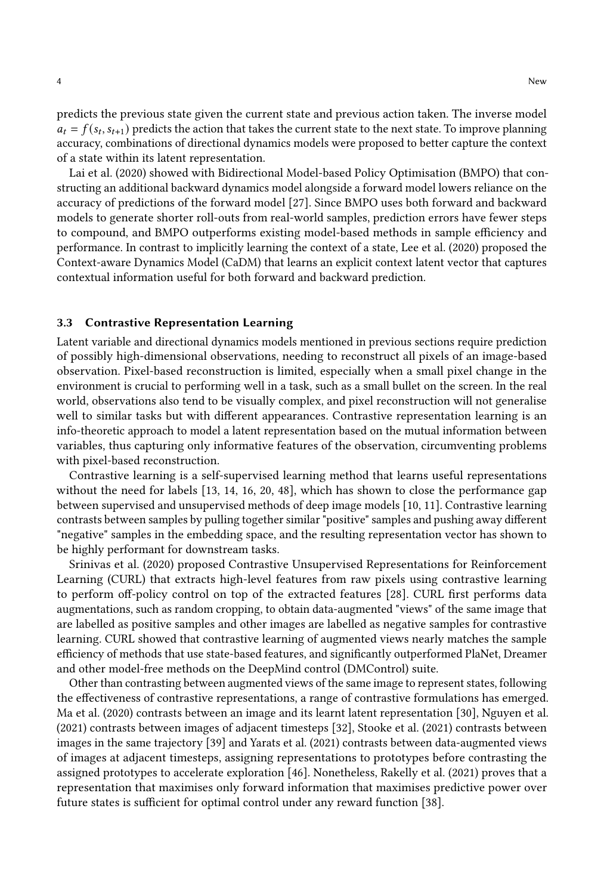predicts the previous state given the current state and previous action taken. The inverse model $a_t = f(s_t, s_{t+1})$ predicts the action that takes the current state to the next state. To improve planning accuracy, combinations of directional dynamics models were proposed to better capture the context of a state within its latent representation.

Lai et al. (2020) showed with Bidirectional Model-based Policy Optimisation (BMPO) that constructing an additional backward dynamics model alongside a forward model lowers reliance on the accuracy of predictions of the forward model [27]. Since BMPO uses both forward and backward models to generate shorter roll-outs from real-world samples, prediction errors have fewer steps to compound, and BMPO outperforms existing model-based methods in sample efficiency and performance. In contrast to implicitly learning the context of a state, Lee et al. (2020) proposed the Context-aware Dynamics Model (CaDM) that learns an explicit context latent vector that captures contextual information useful for both forward and backward prediction.

### 3.3 Contrastive Representation Learning

Latent variable and directional dynamics models mentioned in previous sections require prediction of possibly high-dimensional observations, needing to reconstruct all pixels of an image-based observation. Pixel-based reconstruction is limited, especially when a small pixel change in the environment is crucial to performing well in a task, such as a small bullet on the screen. In the real world, observations also tend to be visually complex, and pixel reconstruction will not generalise well to similar tasks but with different appearances. Contrastive representation learning is an info-theoretic approach to model a latent representation based on the mutual information between variables, thus capturing only informative features of the observation, circumventing problems with pixel-based reconstruction.

Contrastive learning is a self-supervised learning method that learns useful representations without the need for labels [13, 14, 16, 20, 48], which has shown to close the performance gap between supervised and unsupervised methods of deep image models [10, 11]. Contrastive learning contrasts between samples by pulling together similar "positive" samples and pushing away different "negative" samples in the embedding space, and the resulting representation vector has shown to be highly performant for downstream tasks.

Srinivas et al. (2020) proposed Contrastive Unsupervised Representations for Reinforcement Learning (CURL) that extracts high-level features from raw pixels using contrastive learning to perform off-policy control on top of the extracted features [28]. CURL first performs data augmentations, such as random cropping, to obtain data-augmented "views" of the same image that are labelled as positive samples and other images are labelled as negative samples for contrastive learning. CURL showed that contrastive learning of augmented views nearly matches the sample efficiency of methods that use state-based features, and significantly outperformed PlaNet, Dreamer and other model-free methods on the DeepMind control (DMControl) suite.

Other than contrasting between augmented views of the same image to represent states, following the effectiveness of contrastive representations, a range of contrastive formulations has emerged. Ma et al. (2020) contrasts between an image and its learnt latent representation [30], Nguyen et al. (2021) contrasts between images of adjacent timesteps [32], Stooke et al. (2021) contrasts between images in the same trajectory [39] and Yarats et al. (2021) contrasts between data-augmented views of images at adjacent timesteps, assigning representations to prototypes before contrasting the assigned prototypes to accelerate exploration [46]. Nonetheless, Rakelly et al. (2021) proves that a representation that maximises only forward information that maximises predictive power over future states is sufficient for optimal control under any reward function [38].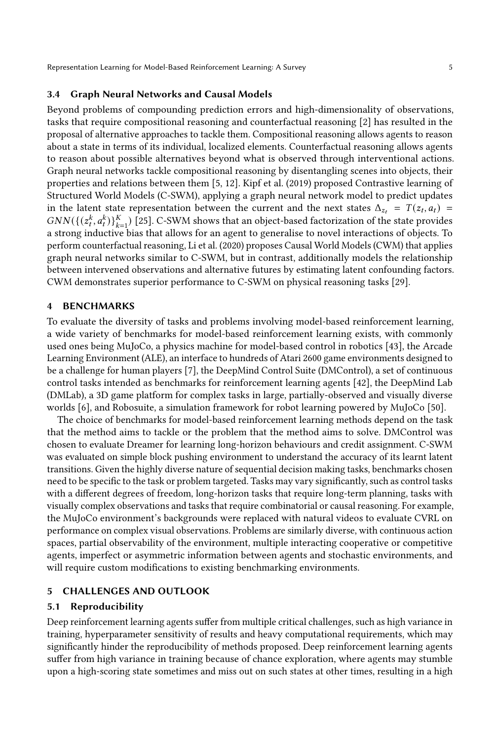### 3.4 Graph Neural Networks and Causal Models

Beyond problems of compounding prediction errors and high-dimensionality of observations, tasks that require compositional reasoning and counterfactual reasoning [2] has resulted in the proposal of alternative approaches to tackle them. Compositional reasoning allows agents to reason about a state in terms of its individual, localized elements. Counterfactual reasoning allows agents to reason about possible alternatives beyond what is observed through interventional actions. Graph neural networks tackle compositional reasoning by disentangling scenes into objects, their properties and relations between them [5, 12]. Kipf et al. (2019) proposed Contrastive learning of Structured World Models (C-SWM), applying a graph neural network model to predict updates in the latent state representation between the current and the next states $\Delta_{z_t} = T(z_t, a_t) = GNN(\{(z_t^k, a_t^k)\}_{k=1}^K)$ [25]. C-SWM shows that an object-based factorization of the state provides a strong inductive bias that allows for an agent to generalise to novel interactions of objects. To perform counterfactual reasoning, Li et al. (2020) proposes Causal World Models (CWM) that applies graph neural networks similar to C-SWM, but in contrast, additionally models the relationship between intervened observations and alternative futures by estimating latent confounding factors. CWM demonstrates superior performance to C-SWM on physical reasoning tasks [29].

## 4 BENCHMARKS

To evaluate the diversity of tasks and problems involving model-based reinforcement learning, a wide variety of benchmarks for model-based reinforcement learning exists, with commonly used ones being MuJoCo, a physics machine for model-based control in robotics [43], the Arcade Learning Environment (ALE), an interface to hundreds of Atari 2600 game environments designed to be a challenge for human players [7], the DeepMind Control Suite (DMControl), a set of continuous control tasks intended as benchmarks for reinforcement learning agents [42], the DeepMind Lab (DMLab), a 3D game platform for complex tasks in large, partially-observed and visually diverse worlds [6], and Robosuite, a simulation framework for robot learning powered by MuJoCo [50].

The choice of benchmarks for model-based reinforcement learning methods depend on the task that the method aims to tackle or the problem that the method aims to solve. DMControl was chosen to evaluate Dreamer for learning long-horizon behaviours and credit assignment. C-SWM was evaluated on simple block pushing environment to understand the accuracy of its learnt latent transitions. Given the highly diverse nature of sequential decision making tasks, benchmarks chosen need to be specific to the task or problem targeted. Tasks may vary significantly, such as control tasks with a different degrees of freedom, long-horizon tasks that require long-term planning, tasks with visually complex observations and tasks that require combinatorial or causal reasoning. For example, the MuJoCo environment's backgrounds were replaced with natural videos to evaluate CVRL on performance on complex visual observations. Problems are similarly diverse, with continuous action spaces, partial observability of the environment, multiple interacting cooperative or competitive agents, imperfect or asymmetric information between agents and stochastic environments, and will require custom modifications to existing benchmarking environments.

## 5 CHALLENGES AND OUTLOOK

### 5.1 Reproducibility

Deep reinforcement learning agents suffer from multiple critical challenges, such as high variance in training, hyperparameter sensitivity of results and heavy computational requirements, which may significantly hinder the reproducibility of methods proposed. Deep reinforcement learning agents suffer from high variance in training because of chance exploration, where agents may stumble upon a high-scoring state sometimes and miss out on such states at other times, resulting in a high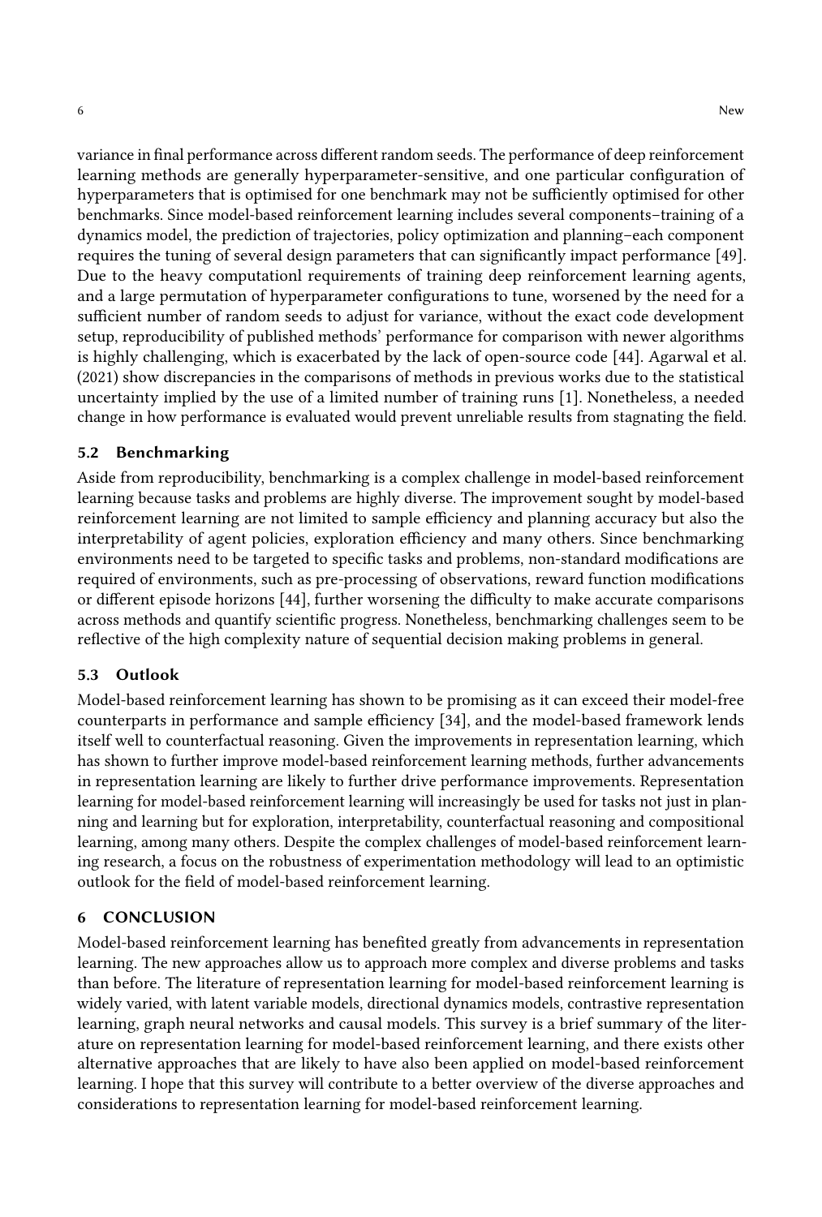variance in final performance across different random seeds. The performance of deep reinforcement learning methods are generally hyperparameter-sensitive, and one particular configuration of hyperparameters that is optimised for one benchmark may not be sufficiently optimised for other benchmarks. Since model-based reinforcement learning includes several components–training of a dynamics model, the prediction of trajectories, policy optimization and planning–each component requires the tuning of several design parameters that can significantly impact performance [49]. Due to the heavy computationl requirements of training deep reinforcement learning agents, and a large permutation of hyperparameter configurations to tune, worsened by the need for a sufficient number of random seeds to adjust for variance, without the exact code development setup, reproducibility of published methods' performance for comparison with newer algorithms is highly challenging, which is exacerbated by the lack of open-source code [44]. Agarwal et al. (2021) show discrepancies in the comparisons of methods in previous works due to the statistical uncertainty implied by the use of a limited number of training runs [1]. Nonetheless, a needed change in how performance is evaluated would prevent unreliable results from stagnating the field.

### 5.2 Benchmarking

Aside from reproducibility, benchmarking is a complex challenge in model-based reinforcement learning because tasks and problems are highly diverse. The improvement sought by model-based reinforcement learning are not limited to sample efficiency and planning accuracy but also the interpretability of agent policies, exploration efficiency and many others. Since benchmarking environments need to be targeted to specific tasks and problems, non-standard modifications are required of environments, such as pre-processing of observations, reward function modifications or different episode horizons [44], further worsening the difficulty to make accurate comparisons across methods and quantify scientific progress. Nonetheless, benchmarking challenges seem to be reflective of the high complexity nature of sequential decision making problems in general.

### 5.3 Outlook

Model-based reinforcement learning has shown to be promising as it can exceed their model-free counterparts in performance and sample efficiency [34], and the model-based framework lends itself well to counterfactual reasoning. Given the improvements in representation learning, which has shown to further improve model-based reinforcement learning methods, further advancements in representation learning are likely to further drive performance improvements. Representation learning for model-based reinforcement learning will increasingly be used for tasks not just in planning and learning but for exploration, interpretability, counterfactual reasoning and compositional learning, among many others. Despite the complex challenges of model-based reinforcement learning research, a focus on the robustness of experimentation methodology will lead to an optimistic outlook for the field of model-based reinforcement learning.

## 6 CONCLUSION

Model-based reinforcement learning has benefited greatly from advancements in representation learning. The new approaches allow us to approach more complex and diverse problems and tasks than before. The literature of representation learning for model-based reinforcement learning is widely varied, with latent variable models, directional dynamics models, contrastive representation learning, graph neural networks and causal models. This survey is a brief summary of the literature on representation learning for model-based reinforcement learning, and there exists other alternative approaches that are likely to have also been applied on model-based reinforcement learning. I hope that this survey will contribute to a better overview of the diverse approaches and considerations to representation learning for model-based reinforcement learning.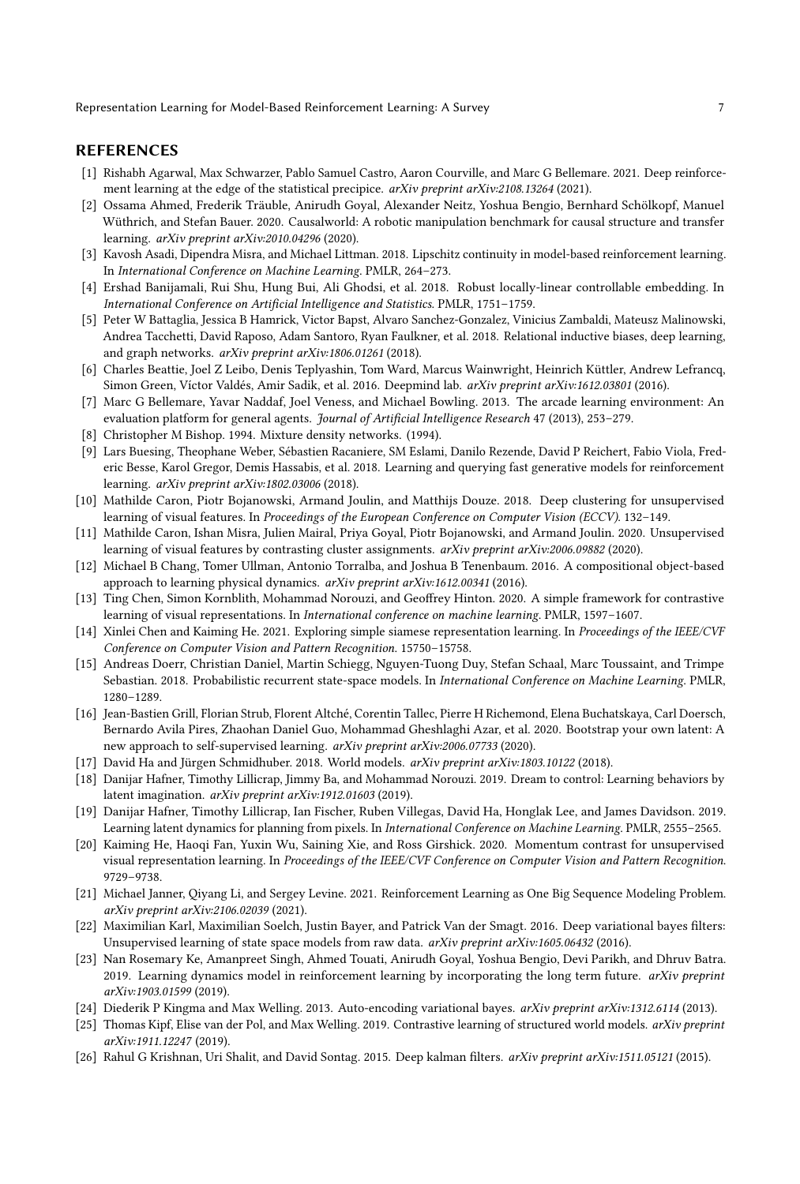## REFERENCES

[1] Rishabh Agarwal, Max Schwarzer, Pablo Samuel Castro, Aaron Courville, and Marc G Bellemare. 2021. Deep reinforcement learning at the edge of the statistical precipice. *arXiv preprint arXiv:2108.13264* (2021).

[2] Ossama Ahmed, Frederik Träuble, Anirudh Goyal, Alexander Neitz, Yoshua Bengio, Bernhard Schölkopf, Manuel Wüthrich, and Stefan Bauer. 2020. Causalworld: A robotic manipulation benchmark for causal structure and transfer learning. *arXiv preprint arXiv:2010.04296* (2020).

[3] Kavosh Asadi, Dipendra Misra, and Michael Littman. 2018. Lipschitz continuity in model-based reinforcement learning. In *International Conference on Machine Learning*. PMLR, 264–273.

[4] Ershad Banijamali, Rui Shu, Hung Bui, Ali Ghodsi, et al. 2018. Robust locally-linear controllable embedding. In *International Conference on Artificial Intelligence and Statistics*. PMLR, 1751–1759.

[5] Peter W Battaglia, Jessica B Hamrick, Victor Bapst, Alvaro Sanchez-Gonzalez, Vinicius Zambaldi, Mateusz Malinowski, Andrea Tacchetti, David Raposo, Adam Santoro, Ryan Faulkner, et al. 2018. Relational inductive biases, deep learning, and graph networks. *arXiv preprint arXiv:1806.01261* (2018).

[6] Charles Beattie, Joel Z Leibo, Denis Teplyashin, Tom Ward, Marcus Wainwright, Heinrich Küttler, Andrew Lefrancq, Simon Green, Víctor Valdés, Amir Sadik, et al. 2016. Deepmind lab. *arXiv preprint arXiv:1612.03801* (2016).

[7] Marc G Bellemare, Yavar Naddaf, Joel Veness, and Michael Bowling. 2013. The arcade learning environment: An evaluation platform for general agents. *Journal of Artificial Intelligence Research* 47 (2013), 253–279.

[8] Christopher M Bishop. 1994. Mixture density networks. (1994).

[9] Lars Buesing, Theophane Weber, Sébastien Racaniere, SM Eslami, Danilo Rezende, David P Reichert, Fabio Viola, Frederic Besse, Karol Gregor, Demis Hassabis, et al. 2018. Learning and querying fast generative models for reinforcement learning. *arXiv preprint arXiv:1802.03006* (2018).

[10] Mathilde Caron, Piotr Bojanowski, Armand Joulin, and Matthijs Douze. 2018. Deep clustering for unsupervised learning of visual features. In *Proceedings of the European Conference on Computer Vision (ECCV)*. 132–149.

[11] Mathilde Caron, Ishan Misra, Julien Mairal, Priya Goyal, Piotr Bojanowski, and Armand Joulin. 2020. Unsupervised learning of visual features by contrasting cluster assignments. *arXiv preprint arXiv:2006.09882* (2020).

[12] Michael B Chang, Tomer Ullman, Antonio Torralba, and Joshua B Tenenbaum. 2016. A compositional object-based approach to learning physical dynamics. *arXiv preprint arXiv:1612.00341* (2016).

[13] Ting Chen, Simon Kornblith, Mohammad Norouzi, and Geoffrey Hinton. 2020. A simple framework for contrastive learning of visual representations. In *International conference on machine learning*. PMLR, 1597–1607.

[14] Xinlei Chen and Kaiming He. 2021. Exploring simple siamese representation learning. In *Proceedings of the IEEE/CVF Conference on Computer Vision and Pattern Recognition*. 15750–15758.

[15] Andreas Doerr, Christian Daniel, Martin Schiegg, Nguyen-Tuong Duy, Stefan Schaal, Marc Toussaint, and Trimpe Sebastian. 2018. Probabilistic recurrent state-space models. In *International Conference on Machine Learning*. PMLR, 1280–1289.

[16] Jean-Bastien Grill, Florian Strub, Florent Altché, Corentin Tallec, Pierre H Richemond, Elena Buchatskaya, Carl Doersch, Bernardo Avila Pires, Zhaohan Daniel Guo, Mohammad Gheshlaghi Azar, et al. 2020. Bootstrap your own latent: A new approach to self-supervised learning. *arXiv preprint arXiv:2006.07733* (2020).

[17] David Ha and Jürgen Schmidhuber. 2018. World models. *arXiv preprint arXiv:1803.10122* (2018).

[18] Danijar Hafner, Timothy Lillicrap, Jimmy Ba, and Mohammad Norouzi. 2019. Dream to control: Learning behaviors by latent imagination. *arXiv preprint arXiv:1912.01603* (2019).

[19] Danijar Hafner, Timothy Lillicrap, Ian Fischer, Ruben Villegas, David Ha, Honglak Lee, and James Davidson. 2019. Learning latent dynamics for planning from pixels. In *International Conference on Machine Learning*. PMLR, 2555–2565.

[20] Kaiming He, Haoqi Fan, Yuxin Wu, Saining Xie, and Ross Girshick. 2020. Momentum contrast for unsupervised visual representation learning. In *Proceedings of the IEEE/CVF Conference on Computer Vision and Pattern Recognition*. 9729–9738.

[21] Michael Janner, Qiyang Li, and Sergey Levine. 2021. Reinforcement Learning as One Big Sequence Modeling Problem. *arXiv preprint arXiv:2106.02039* (2021).

[22] Maximilian Karl, Maximilian Soelch, Justin Bayer, and Patrick Van der Smagt. 2016. Deep variational bayes filters: Unsupervised learning of state space models from raw data. *arXiv preprint arXiv:1605.06432* (2016).

[23] Nan Rosemary Ke, Amanpreet Singh, Ahmed Touati, Anirudh Goyal, Yoshua Bengio, Devi Parikh, and Dhruv Batra. 2019. Learning dynamics model in reinforcement learning by incorporating the long term future. *arXiv preprint arXiv:1903.01599* (2019).

[24] Diederik P Kingma and Max Welling. 2013. Auto-encoding variational bayes. *arXiv preprint arXiv:1312.6114* (2013).

[25] Thomas Kipf, Elise van der Pol, and Max Welling. 2019. Contrastive learning of structured world models. *arXiv preprint arXiv:1911.12247* (2019).

[26] Rahul G Krishnan, Uri Shalit, and David Sontag. 2015. Deep kalman filters. *arXiv preprint arXiv:1511.05121* (2015).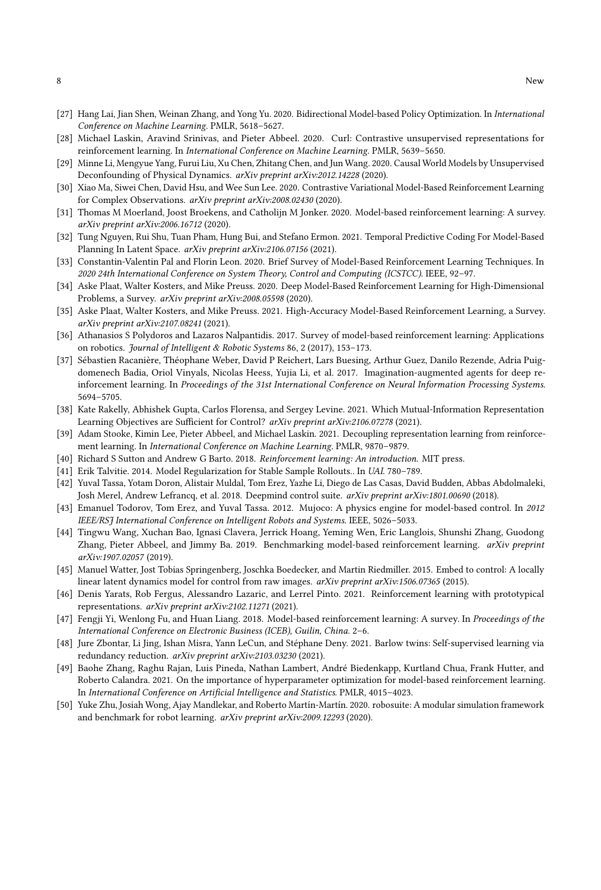[27] Hang Lai, Jian Shen, Weinan Zhang, and Yong Yu. 2020. Bidirectional Model-based Policy Optimization. In *International Conference on Machine Learning*. PMLR, 5618–5627.

[28] Michael Laskin, Aravind Srinivas, and Pieter Abbeel. 2020. Curl: Contrastive unsupervised representations for reinforcement learning. In *International Conference on Machine Learning*. PMLR, 5639–5650.

[29] Minne Li, Mengyue Yang, Furui Liu, Xu Chen, Zhitang Chen, and Jun Wang. 2020. Causal World Models by Unsupervised Deconfounding of Physical Dynamics. *arXiv preprint arXiv:2012.14228* (2020).

[30] Xiao Ma, Siwei Chen, David Hsu, and Wee Sun Lee. 2020. Contrastive Variational Model-Based Reinforcement Learning for Complex Observations. *arXiv preprint arXiv:2008.02430* (2020).

[31] Thomas M Moerland, Joost Broekens, and Catholijn M Jonker. 2020. Model-based reinforcement learning: A survey. *arXiv preprint arXiv:2006.16712* (2020).

[32] Tung Nguyen, Rui Shu, Tuan Pham, Hung Bui, and Stefano Ermon. 2021. Temporal Predictive Coding For Model-Based Planning In Latent Space. *arXiv preprint arXiv:2106.07156* (2021).

[33] Constantin-Valentin Pal and Florin Leon. 2020. Brief Survey of Model-Based Reinforcement Learning Techniques. In *2020 24th International Conference on System Theory, Control and Computing (ICSTCC)*. IEEE, 92–97.

[34] Aske Plaat, Walter Kosters, and Mike Preuss. 2020. Deep Model-Based Reinforcement Learning for High-Dimensional Problems, a Survey. *arXiv preprint arXiv:2008.05598* (2020).

[35] Aske Plaat, Walter Kosters, and Mike Preuss. 2021. High-Accuracy Model-Based Reinforcement Learning, a Survey. *arXiv preprint arXiv:2107.08241* (2021).

[36] Athanasios S Polydoros and Lazaros Nalpantidis. 2017. Survey of model-based reinforcement learning: Applications on robotics. *Journal of Intelligent & Robotic Systems* 86, 2 (2017), 153–173.

[37] Sébastien Racanière, Théophane Weber, David P Reichert, Lars Buesing, Arthur Guez, Danilo Rezende, Adria Puigdomenech Badia, Oriol Vinyals, Nicolas Heess, Yujia Li, et al. 2017. Imagination-augmented agents for deep reinforcement learning. In *Proceedings of the 31st International Conference on Neural Information Processing Systems*. 5694–5705.

[38] Kate Rakelly, Abhishek Gupta, Carlos Florensa, and Sergey Levine. 2021. Which Mutual-Information Representation Learning Objectives are Sufficient for Control? *arXiv preprint arXiv:2106.07278* (2021).

[39] Adam Stooke, Kimin Lee, Pieter Abbeel, and Michael Laskin. 2021. Decoupling representation learning from reinforcement learning. In *International Conference on Machine Learning*. PMLR, 9870–9879.

[40] Richard S Sutton and Andrew G Barto. 2018. *Reinforcement learning: An introduction*. MIT press.

[41] Erik Talvitie. 2014. Model Regularization for Stable Sample Rollouts.. In *UAI*. 780–789.

[42] Yuval Tassa, Yotam Doron, Alistair Muldal, Tom Erez, Yazhe Li, Diego de Las Casas, David Budden, Abbas Abdolmaleki, Josh Merel, Andrew Lefrancq, et al. 2018. Deepmind control suite. *arXiv preprint arXiv:1801.00690* (2018).

[43] Emanuel Todorov, Tom Erez, and Yuval Tassa. 2012. Mujoco: A physics engine for model-based control. In *2012 IEEE/RSJ International Conference on Intelligent Robots and Systems*. IEEE, 5026–5033.

[44] Tingwu Wang, Xuchan Bao, Ignasi Clavera, Jerrick Hoang, Yeming Wen, Eric Langlois, Shunshi Zhang, Guodong Zhang, Pieter Abbeel, and Jimmy Ba. 2019. Benchmarking model-based reinforcement learning. *arXiv preprint arXiv:1907.02057* (2019).

[45] Manuel Watter, Jost Tobias Springenberg, Joschka Boedecker, and Martin Riedmiller. 2015. Embed to control: A locally linear latent dynamics model for control from raw images. *arXiv preprint arXiv:1506.07365* (2015).

[46] Denis Yarats, Rob Fergus, Alessandro Lazaric, and Lerrel Pinto. 2021. Reinforcement learning with prototypical representations. *arXiv preprint arXiv:2102.11271* (2021).

[47] Fengji Yi, Wenlong Fu, and Huan Liang. 2018. Model-based reinforcement learning: A survey. In *Proceedings of the International Conference on Electronic Business (ICEB), Guilin, China*. 2–6.

[48] Jure Zbontar, Li Jing, Ishan Misra, Yann LeCun, and Stéphane Deny. 2021. Barlow twins: Self-supervised learning via redundancy reduction. *arXiv preprint arXiv:2103.03230* (2021).

[49] Baohe Zhang, Raghu Rajan, Luis Pineda, Nathan Lambert, André Biedenkapp, Kurtland Chua, Frank Hutter, and Roberto Calandra. 2021. On the importance of hyperparameter optimization for model-based reinforcement learning. In *International Conference on Artificial Intelligence and Statistics*. PMLR, 4015–4023.

[50] Yuke Zhu, Josiah Wong, Ajay Mandlekar, and Roberto Martín-Martín. 2020. robosuite: A modular simulation framework and benchmark for robot learning. *arXiv preprint arXiv:2009.12293* (2020).